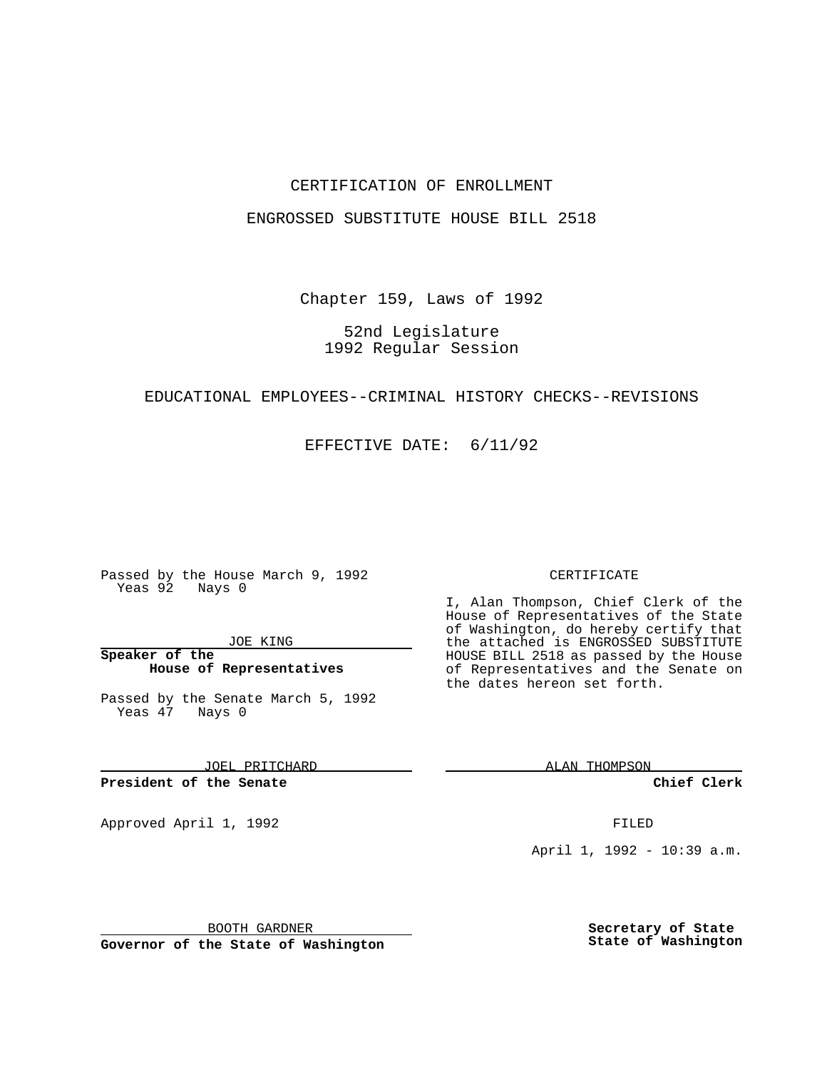CERTIFICATION OF ENROLLMENT

ENGROSSED SUBSTITUTE HOUSE BILL 2518

Chapter 159, Laws of 1992

52nd Legislature
1992 Regular Session

EDUCATIONAL EMPLOYEES--CRIMINAL HISTORY CHECKS--REVISIONS

EFFECTIVE DATE: 6/11/92

Passed by the House March 9, 1992
Yeas 92 Nays 0

JOE KING

**Speaker of the House of Representatives**

Passed by the Senate March 5, 1992
Yeas 47 Nays 0

JOEL PRITCHARD

**President of the Senate**

Approved April 1, 1992

BOOTH GARDNER

**Governor of the State of Washington**

CERTIFICATE

I, Alan Thompson, Chief Clerk of the House of Representatives of the State of Washington, do hereby certify that the attached is ENGROSSED SUBSTITUTE HOUSE BILL 2518 as passed by the House of Representatives and the Senate on the dates hereon set forth.

ALAN THOMPSON

**Chief Clerk**

FILED

April 1, 1992 - 10:39 a.m.

**Secretary of State**
**State of Washington**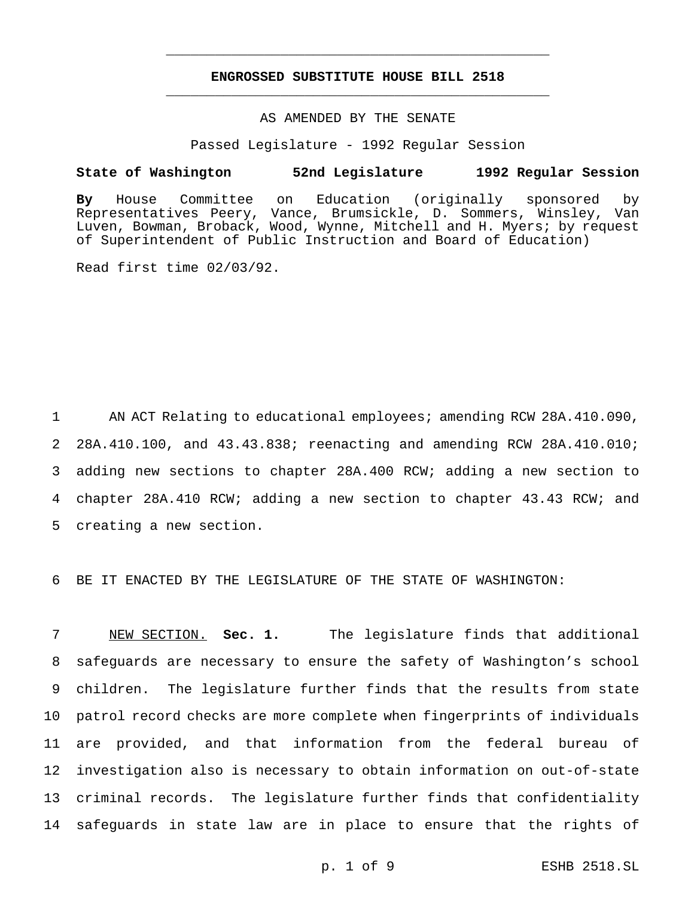# ENGROSSED SUBSTITUTE HOUSE BILL 2518

AS AMENDED BY THE SENATE

Passed Legislature - 1992 Regular Session

**State of Washington 52nd Legislature 1992 Regular Session**

**By** House Committee on Education (originally sponsored by Representatives Peery, Vance, Brumsickle, D. Sommers, Winsley, Van Luven, Bowman, Broback, Wood, Wynne, Mitchell and H. Myers; by request of Superintendent of Public Instruction and Board of Education)

Read first time 02/03/92.

1 AN ACT Relating to educational employees; amending RCW 28A.410.090, 2 28A.410.100, and 43.43.838; reenacting and amending RCW 28A.410.010; 3 adding new sections to chapter 28A.400 RCW; adding a new section to 4 chapter 28A.410 RCW; adding a new section to chapter 43.43 RCW; and 5 creating a new section.

6 BE IT ENACTED BY THE LEGISLATURE OF THE STATE OF WASHINGTON:

7 NEW SECTION. **Sec. 1.** The legislature finds that additional 8 safeguards are necessary to ensure the safety of Washington's school 9 children. The legislature further finds that the results from state 10 patrol record checks are more complete when fingerprints of individuals 11 are provided, and that information from the federal bureau of 12 investigation also is necessary to obtain information on out-of-state 13 criminal records. The legislature further finds that confidentiality 14 safeguards in state law are in place to ensure that the rights of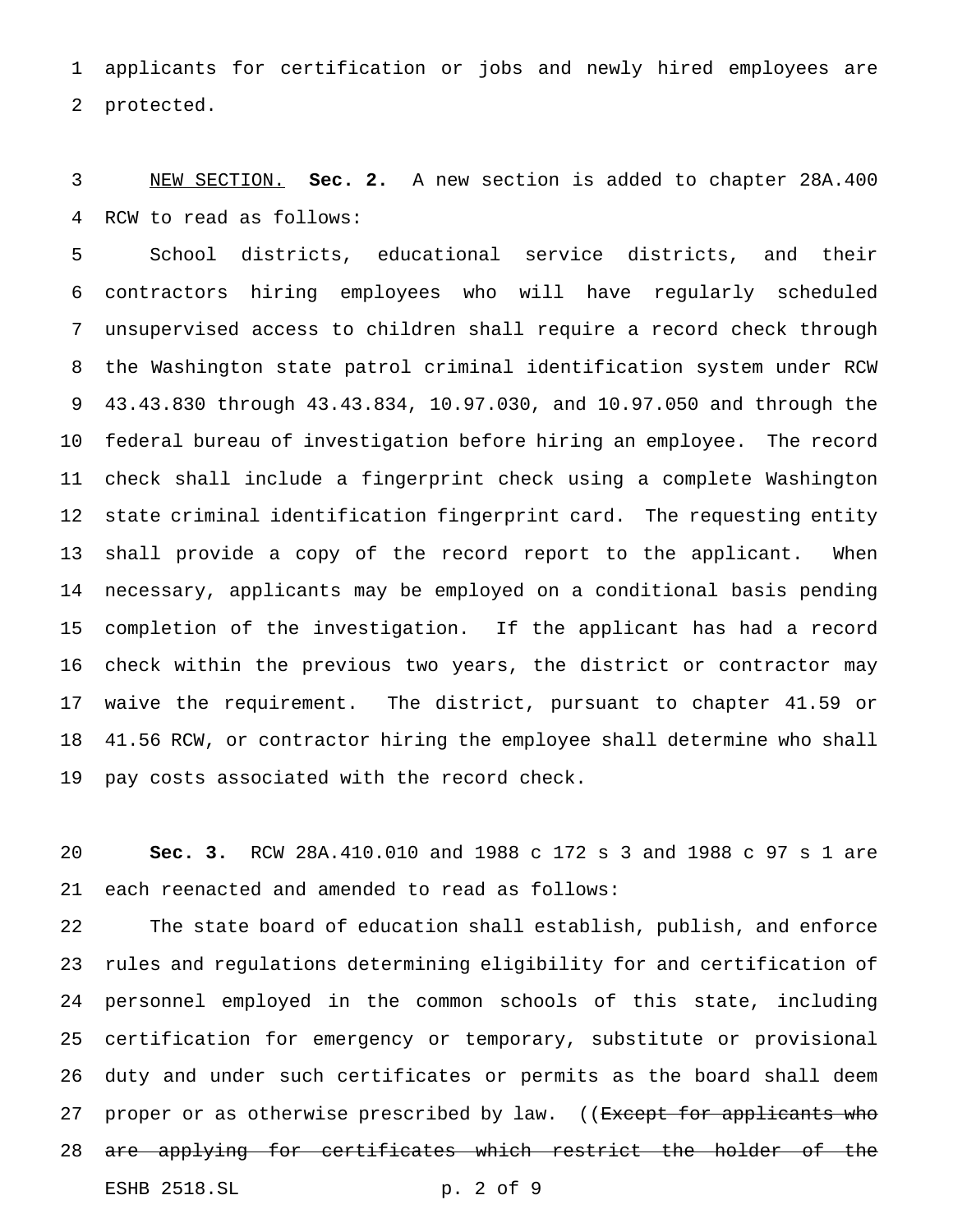applicants for certification or jobs and newly hired employees are protected.

NEW SECTION. **Sec. 2.** A new section is added to chapter 28A.400 RCW to read as follows:

School districts, educational service districts, and their contractors hiring employees who will have regularly scheduled unsupervised access to children shall require a record check through the Washington state patrol criminal identification system under RCW 43.43.830 through 43.43.834, 10.97.030, and 10.97.050 and through the federal bureau of investigation before hiring an employee. The record check shall include a fingerprint check using a complete Washington state criminal identification fingerprint card. The requesting entity shall provide a copy of the record report to the applicant. When necessary, applicants may be employed on a conditional basis pending completion of the investigation. If the applicant has had a record check within the previous two years, the district or contractor may waive the requirement. The district, pursuant to chapter 41.59 or 41.56 RCW, or contractor hiring the employee shall determine who shall pay costs associated with the record check.

**Sec. 3.** RCW 28A.410.010 and 1988 c 172 s 3 and 1988 c 97 s 1 are each reenacted and amended to read as follows:

The state board of education shall establish, publish, and enforce rules and regulations determining eligibility for and certification of personnel employed in the common schools of this state, including certification for emergency or temporary, substitute or provisional duty and under such certificates or permits as the board shall deem proper or as otherwise prescribed by law. ((~~Except for applicants who are applying for certificates which restrict the holder of the~~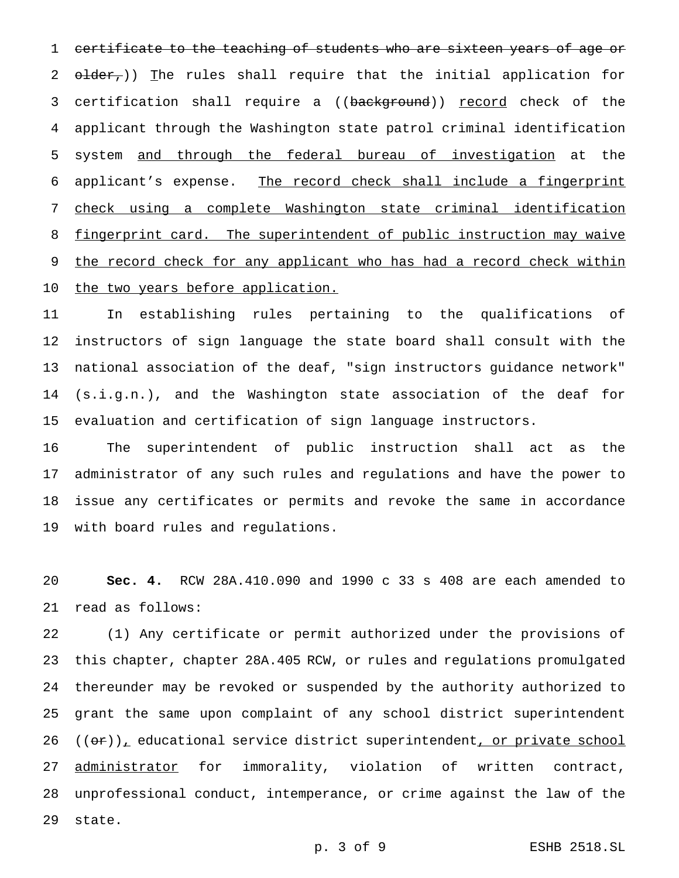~~certificate to the teaching of students who are sixteen years of age or older,~~)) The rules shall require that the initial application for certification shall require a ((~~background~~)) record check of the applicant through the Washington state patrol criminal identification system and through the federal bureau of investigation at the applicant's expense. The record check shall include a fingerprint check using a complete Washington state criminal identification fingerprint card. The superintendent of public instruction may waive the record check for any applicant who has had a record check within the two years before application.

In establishing rules pertaining to the qualifications of instructors of sign language the state board shall consult with the national association of the deaf, "sign instructors guidance network" (s.i.g.n.), and the Washington state association of the deaf for evaluation and certification of sign language instructors.

The superintendent of public instruction shall act as the administrator of any such rules and regulations and have the power to issue any certificates or permits and revoke the same in accordance with board rules and regulations.

**Sec. 4.** RCW 28A.410.090 and 1990 c 33 s 408 are each amended to read as follows:

(1) Any certificate or permit authorized under the provisions of this chapter, chapter 28A.405 RCW, or rules and regulations promulgated thereunder may be revoked or suspended by the authority authorized to grant the same upon complaint of any school district superintendent ((~~or~~)), educational service district superintendent, or private school administrator for immorality, violation of written contract, unprofessional conduct, intemperance, or crime against the law of the state.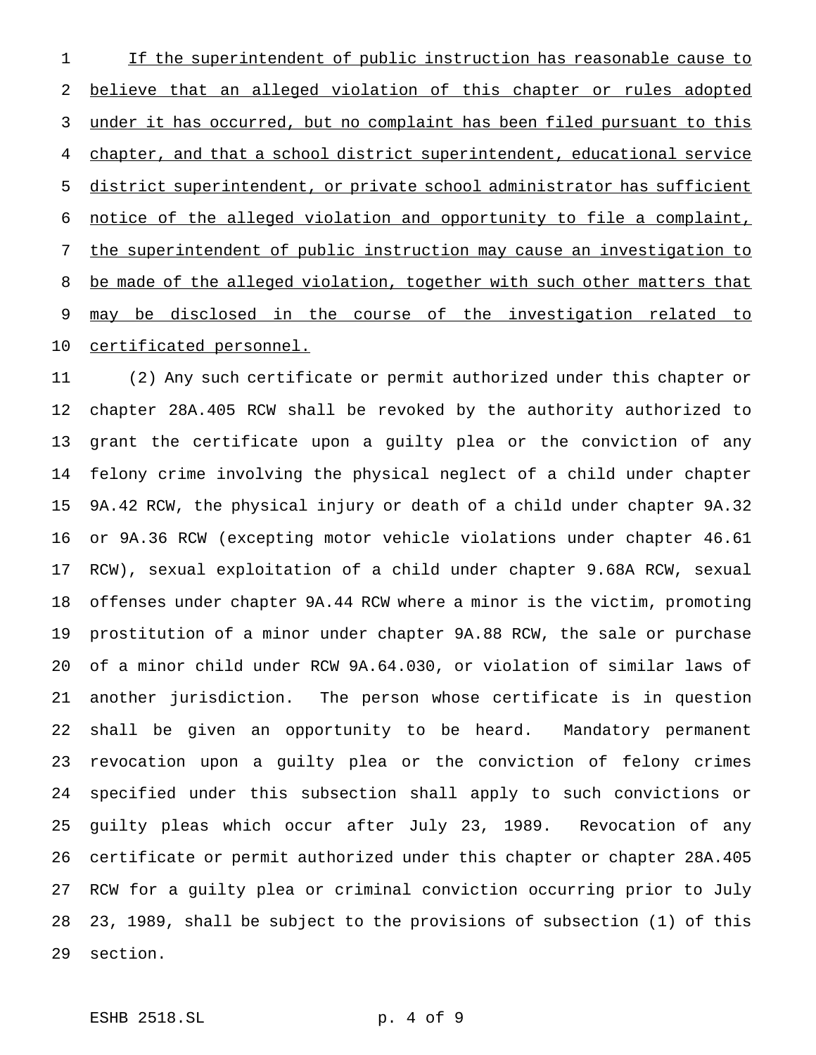If the superintendent of public instruction has reasonable cause to believe that an alleged violation of this chapter or rules adopted under it has occurred, but no complaint has been filed pursuant to this chapter, and that a school district superintendent, educational service district superintendent, or private school administrator has sufficient notice of the alleged violation and opportunity to file a complaint, the superintendent of public instruction may cause an investigation to be made of the alleged violation, together with such other matters that may be disclosed in the course of the investigation related to certificated personnel.

(2) Any such certificate or permit authorized under this chapter or chapter 28A.405 RCW shall be revoked by the authority authorized to grant the certificate upon a guilty plea or the conviction of any felony crime involving the physical neglect of a child under chapter 9A.42 RCW, the physical injury or death of a child under chapter 9A.32 or 9A.36 RCW (excepting motor vehicle violations under chapter 46.61 RCW), sexual exploitation of a child under chapter 9.68A RCW, sexual offenses under chapter 9A.44 RCW where a minor is the victim, promoting prostitution of a minor under chapter 9A.88 RCW, the sale or purchase of a minor child under RCW 9A.64.030, or violation of similar laws of another jurisdiction. The person whose certificate is in question shall be given an opportunity to be heard. Mandatory permanent revocation upon a guilty plea or the conviction of felony crimes specified under this subsection shall apply to such convictions or guilty pleas which occur after July 23, 1989. Revocation of any certificate or permit authorized under this chapter or chapter 28A.405 RCW for a guilty plea or criminal conviction occurring prior to July 23, 1989, shall be subject to the provisions of subsection (1) of this section.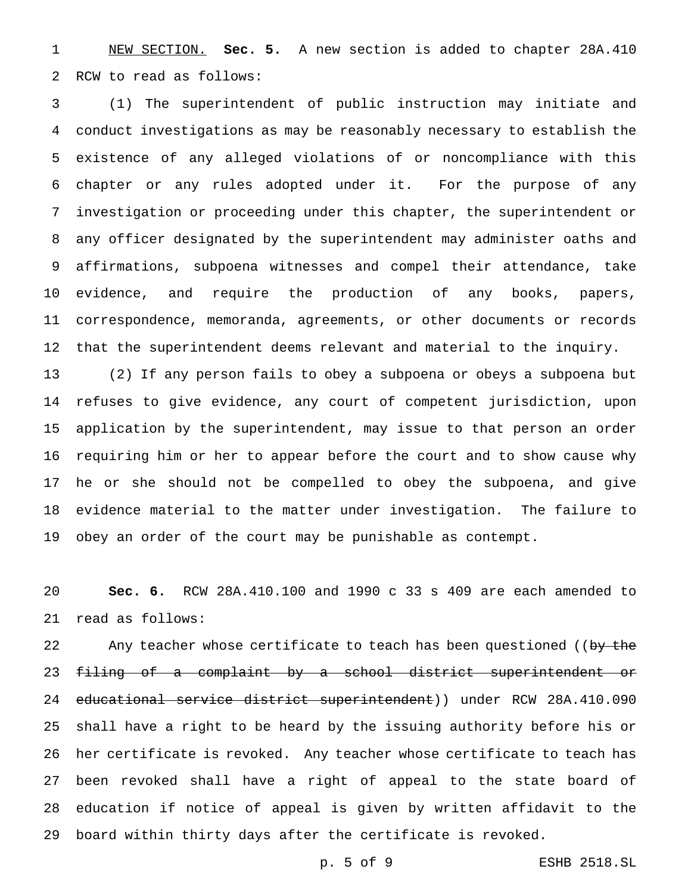NEW SECTION. **Sec. 5.** A new section is added to chapter 28A.410 RCW to read as follows:

(1) The superintendent of public instruction may initiate and conduct investigations as may be reasonably necessary to establish the existence of any alleged violations of or noncompliance with this chapter or any rules adopted under it. For the purpose of any investigation or proceeding under this chapter, the superintendent or any officer designated by the superintendent may administer oaths and affirmations, subpoena witnesses and compel their attendance, take evidence, and require the production of any books, papers, correspondence, memoranda, agreements, or other documents or records that the superintendent deems relevant and material to the inquiry.

(2) If any person fails to obey a subpoena or obeys a subpoena but refuses to give evidence, any court of competent jurisdiction, upon application by the superintendent, may issue to that person an order requiring him or her to appear before the court and to show cause why he or she should not be compelled to obey the subpoena, and give evidence material to the matter under investigation. The failure to obey an order of the court may be punishable as contempt.

**Sec. 6.** RCW 28A.410.100 and 1990 c 33 s 409 are each amended to read as follows:

Any teacher whose certificate to teach has been questioned ((~~by the filing of a complaint by a school district superintendent or educational service district superintendent~~)) under RCW 28A.410.090 shall have a right to be heard by the issuing authority before his or her certificate is revoked. Any teacher whose certificate to teach has been revoked shall have a right of appeal to the state board of education if notice of appeal is given by written affidavit to the board within thirty days after the certificate is revoked.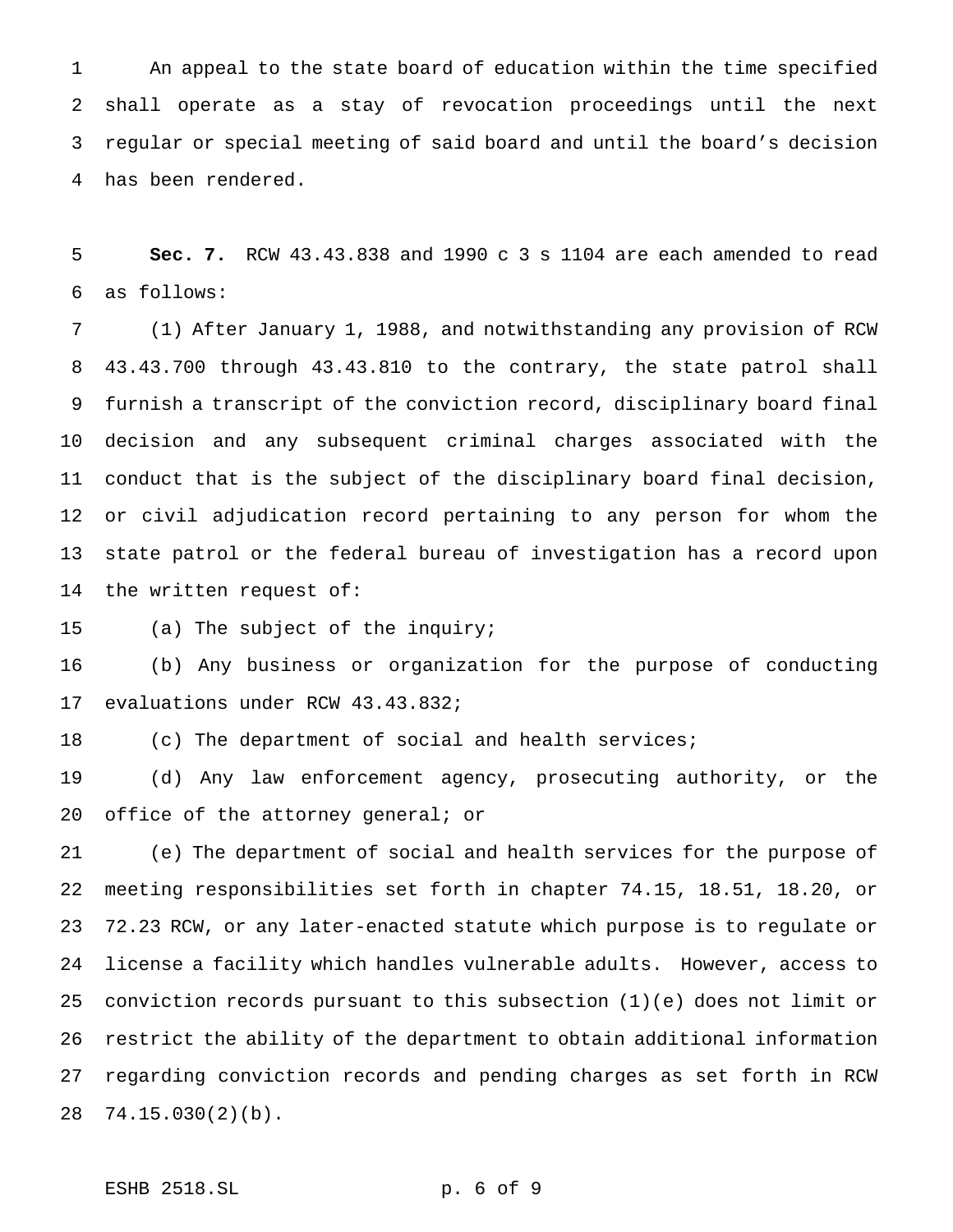An appeal to the state board of education within the time specified shall operate as a stay of revocation proceedings until the next regular or special meeting of said board and until the board's decision has been rendered.

**Sec. 7.** RCW 43.43.838 and 1990 c 3 s 1104 are each amended to read as follows:

(1) After January 1, 1988, and notwithstanding any provision of RCW 43.43.700 through 43.43.810 to the contrary, the state patrol shall furnish a transcript of the conviction record, disciplinary board final decision and any subsequent criminal charges associated with the conduct that is the subject of the disciplinary board final decision, or civil adjudication record pertaining to any person for whom the state patrol or the federal bureau of investigation has a record upon the written request of:

(a) The subject of the inquiry;

(b) Any business or organization for the purpose of conducting evaluations under RCW 43.43.832;

(c) The department of social and health services;

(d) Any law enforcement agency, prosecuting authority, or the office of the attorney general; or

(e) The department of social and health services for the purpose of meeting responsibilities set forth in chapter 74.15, 18.51, 18.20, or 72.23 RCW, or any later-enacted statute which purpose is to regulate or license a facility which handles vulnerable adults. However, access to conviction records pursuant to this subsection (1)(e) does not limit or restrict the ability of the department to obtain additional information regarding conviction records and pending charges as set forth in RCW 74.15.030(2)(b).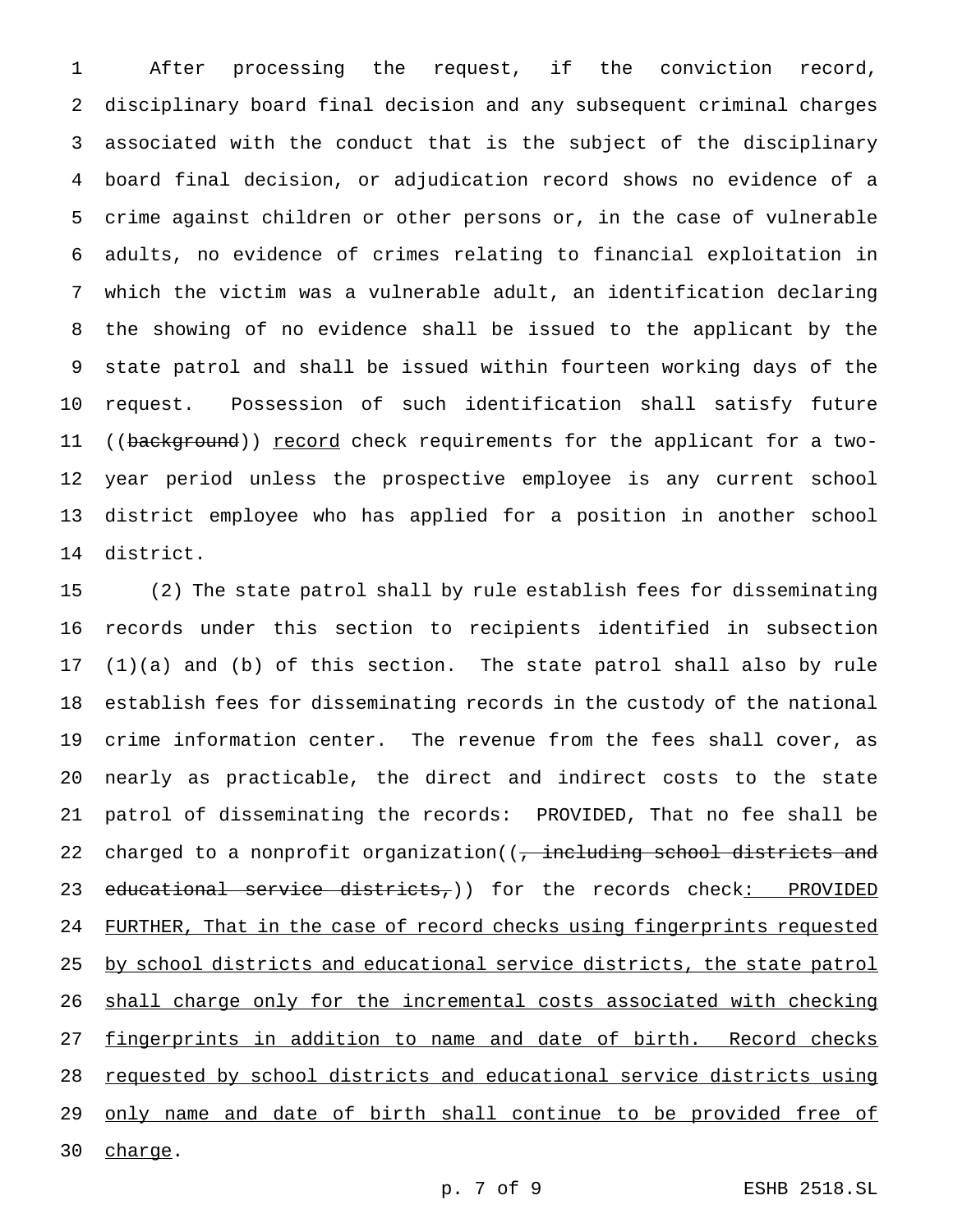After processing the request, if the conviction record, disciplinary board final decision and any subsequent criminal charges associated with the conduct that is the subject of the disciplinary board final decision, or adjudication record shows no evidence of a crime against children or other persons or, in the case of vulnerable adults, no evidence of crimes relating to financial exploitation in which the victim was a vulnerable adult, an identification declaring the showing of no evidence shall be issued to the applicant by the state patrol and shall be issued within fourteen working days of the request. Possession of such identification shall satisfy future ((~~background~~)) <u>record</u> check requirements for the applicant for a two-year period unless the prospective employee is any current school district employee who has applied for a position in another school district.

(2) The state patrol shall by rule establish fees for disseminating records under this section to recipients identified in subsection (1)(a) and (b) of this section. The state patrol shall also by rule establish fees for disseminating records in the custody of the national crime information center. The revenue from the fees shall cover, as nearly as practicable, the direct and indirect costs to the state patrol of disseminating the records: PROVIDED, That no fee shall be charged to a nonprofit organization((~~, including school districts and educational service districts,~~)) for the records check<u>: PROVIDED FURTHER, That in the case of record checks using fingerprints requested by school districts and educational service districts, the state patrol shall charge only for the incremental costs associated with checking fingerprints in addition to name and date of birth. Record checks requested by school districts and educational service districts using only name and date of birth shall continue to be provided free of charge</u>.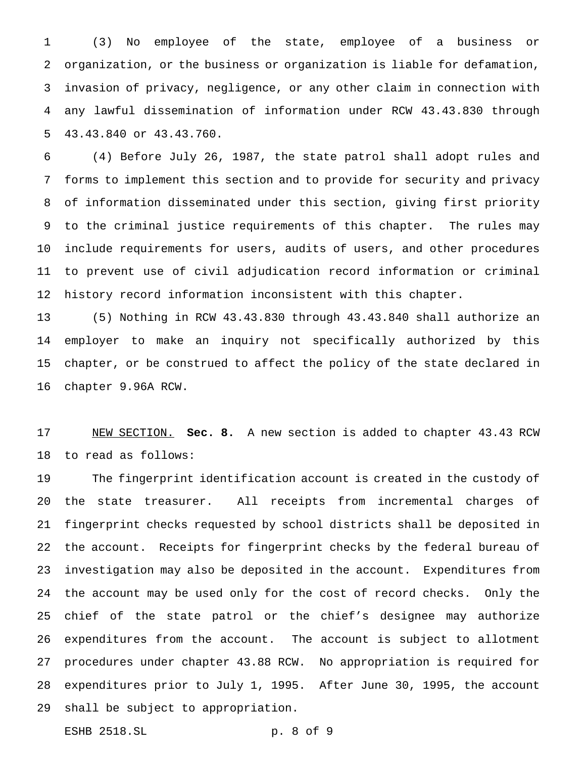(3) No employee of the state, employee of a business or organization, or the business or organization is liable for defamation, invasion of privacy, negligence, or any other claim in connection with any lawful dissemination of information under RCW 43.43.830 through 43.43.840 or 43.43.760.

(4) Before July 26, 1987, the state patrol shall adopt rules and forms to implement this section and to provide for security and privacy of information disseminated under this section, giving first priority to the criminal justice requirements of this chapter. The rules may include requirements for users, audits of users, and other procedures to prevent use of civil adjudication record information or criminal history record information inconsistent with this chapter.

(5) Nothing in RCW 43.43.830 through 43.43.840 shall authorize an employer to make an inquiry not specifically authorized by this chapter, or be construed to affect the policy of the state declared in chapter 9.96A RCW.

NEW SECTION. **Sec. 8.** A new section is added to chapter 43.43 RCW to read as follows:

The fingerprint identification account is created in the custody of the state treasurer. All receipts from incremental charges of fingerprint checks requested by school districts shall be deposited in the account. Receipts for fingerprint checks by the federal bureau of investigation may also be deposited in the account. Expenditures from the account may be used only for the cost of record checks. Only the chief of the state patrol or the chief's designee may authorize expenditures from the account. The account is subject to allotment procedures under chapter 43.88 RCW. No appropriation is required for expenditures prior to July 1, 1995. After June 30, 1995, the account shall be subject to appropriation.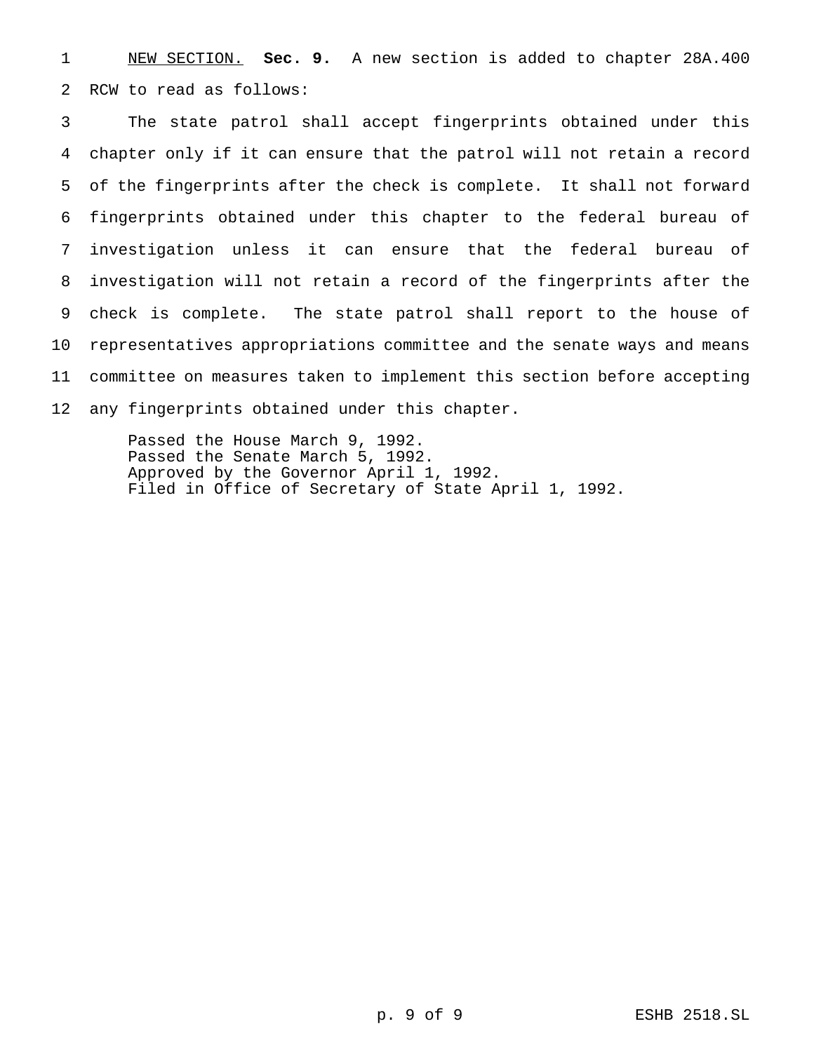NEW SECTION. **Sec. 9.** A new section is added to chapter 28A.400 RCW to read as follows:

The state patrol shall accept fingerprints obtained under this chapter only if it can ensure that the patrol will not retain a record of the fingerprints after the check is complete. It shall not forward fingerprints obtained under this chapter to the federal bureau of investigation unless it can ensure that the federal bureau of investigation will not retain a record of the fingerprints after the check is complete. The state patrol shall report to the house of representatives appropriations committee and the senate ways and means committee on measures taken to implement this section before accepting any fingerprints obtained under this chapter.

Passed the House March 9, 1992.
Passed the Senate March 5, 1992.
Approved by the Governor April 1, 1992.
Filed in Office of Secretary of State April 1, 1992.